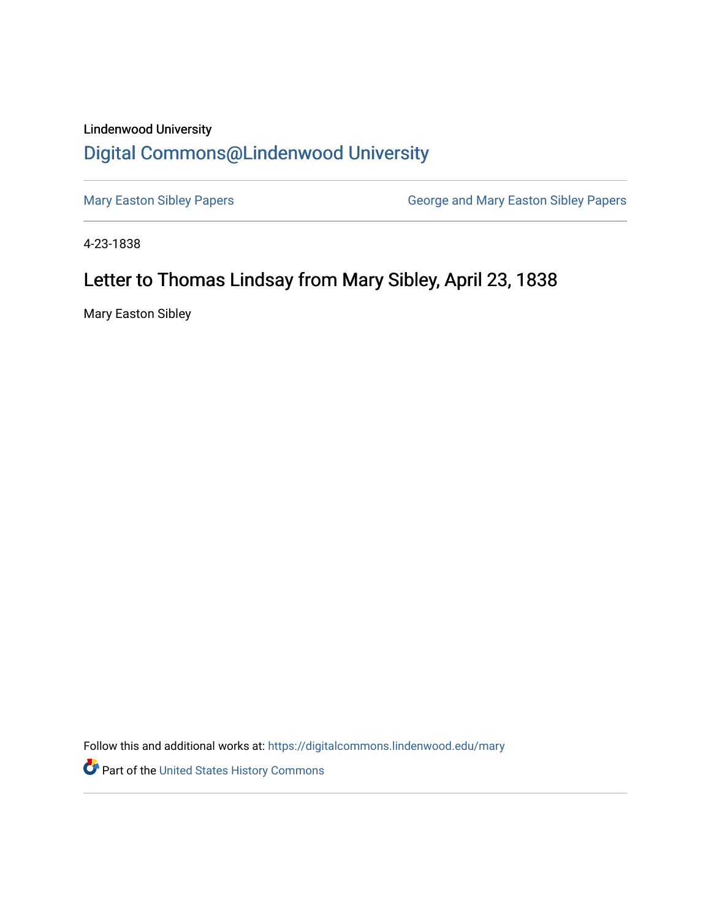Lindenwood University

# Digital Commons@Lindenwood University

Mary Easton Sibley Papers

George and Mary Easton Sibley Papers

4-23-1838

## Letter to Thomas Lindsay from Mary Sibley, April 23, 1838

Mary Easton Sibley

Follow this and additional works at: https://digitalcommons.lindenwood.edu/mary

Part of the United States History Commons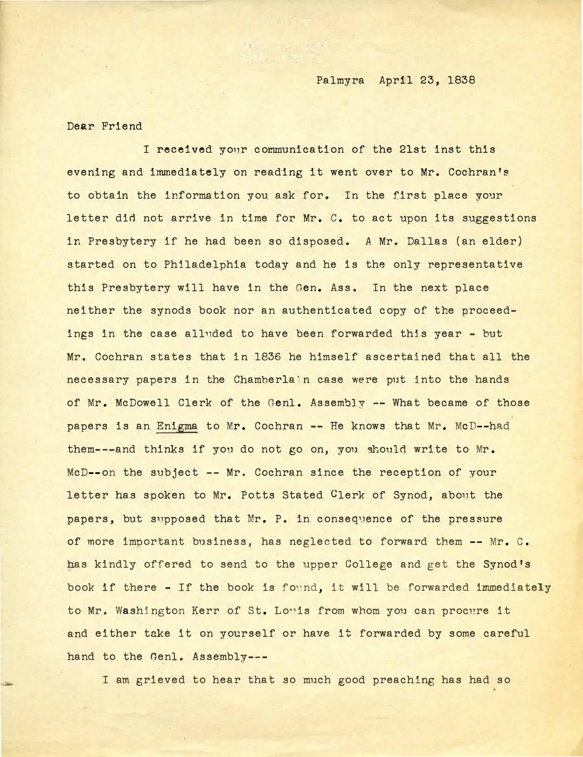Palmyra April 23, 1838

Dear Friend

I received your communication of the 21st inst this evening and immediately on reading it went over to Mr. Cochran's to obtain the information you ask for. In the first place your letter did not arrive in time for Mr. C. to act upon its suggestions in Presbytery if he had been so disposed. A Mr. Dallas (an elder) started on to Philadelphia today and he is the only representative this Presbytery will have in the Gen. Ass. In the next place neither the synods book nor an authenticated copy of the proceedings in the case alluded to have been forwarded this year - but Mr. Cochran states that in 1836 he himself ascertained that all the necessary papers in the Chamberlain case were put into the hands of Mr. McDowell Clerk of the Genl. Assembly -- What became of those papers is an Enigma to Mr. Cochran -- He knows that Mr. McD--had them---and thinks if you do not go on, you should write to Mr. McD--on the subject -- Mr. Cochran since the reception of your letter has spoken to Mr. Potts Stated Clerk of Synod, about the papers, but supposed that Mr. P. in consequence of the pressure of more important business, has neglected to forward them -- Mr. C. has kindly offered to send to the upper College and get the Synod's book if there - If the book is found, it will be forwarded immediately to Mr. Washington Kerr of St. Louis from whom you can procure it and either take it on yourself or have it forwarded by some careful hand to the Genl. Assembly---

I am grieved to hear that so much good preaching has had so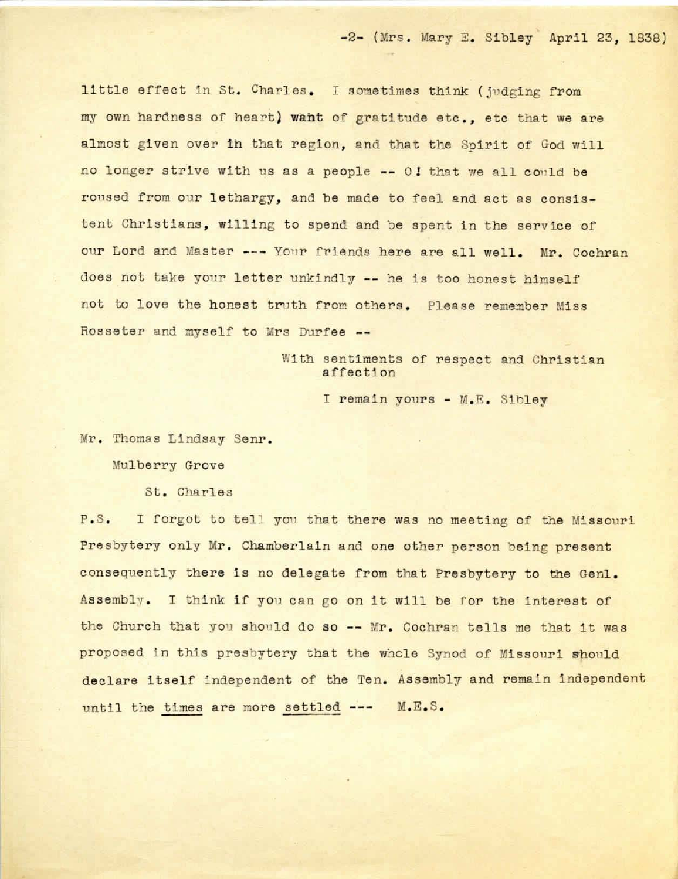little effect in St. Charles. I sometimes think (judging from my own hardness of heart) want of gratitude etc., etc that we are almost given over in that region, and that the Spirit of God will no longer strive with us as a people -- O! that we all could be roused from our lethargy, and be made to feel and act as consistent Christians, willing to spend and be spent in the service of our Lord and Master --- Your friends here are all well. Mr. Cochran does not take your letter unkindly -- he is too honest himself not to love the honest truth from others. Please remember Miss Rosseter and myself to Mrs Durfee --

With sentiments of respect and Christian affection

I remain yours - M.E. Sibley

Mr. Thomas Lindsay Senr.

Mulberry Grove

St. Charles

P.S. I forgot to tell you that there was no meeting of the Missouri Presbytery only Mr. Chamberlain and one other person being present consequently there is no delegate from that Presbytery to the Genl. Assembly. I think if you can go on it will be for the interest of the Church that you should do so -- Mr. Cochran tells me that it was proposed in this presbytery that the whole Synod of Missouri should declare itself independent of the Ten. Assembly and remain independent until the <u>times</u> are more <u>settled</u> --- M.E.S.